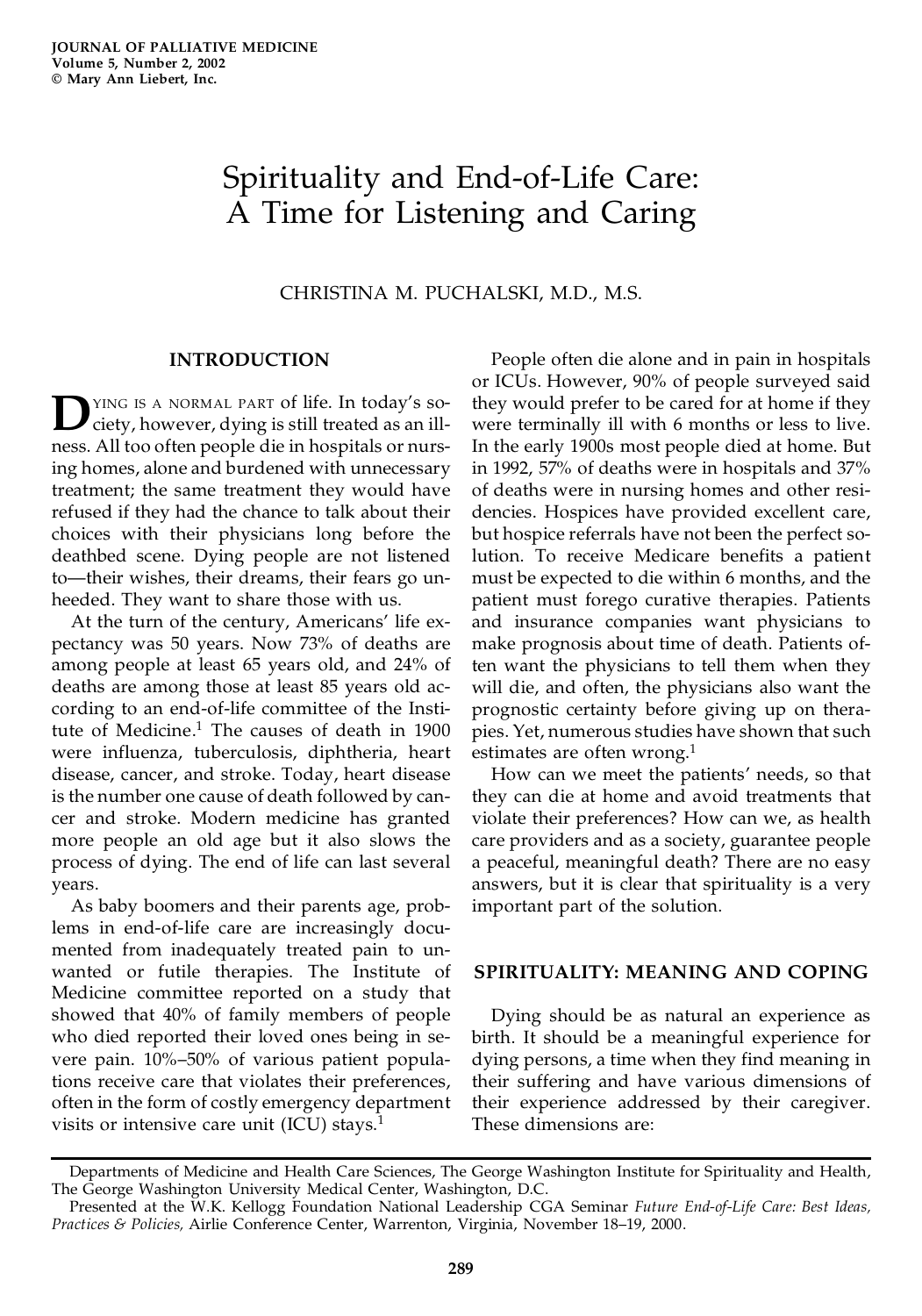# Spirituality and End-of-Life Care: A Time for Listening and Caring

CHRISTINA M. PUCHALSKI, M.D., M.S.

## INTRODUCTION

Dying is a normal part of life. In today's society, however, dying is still treated as an illness. All too often people die in hospitals or nursing homes, alone and burdened with unnecessary treatment; the same treatment they would have refused if they had the chance to talk about their choices with their physicians long before the deathbed scene. Dying people are not listened to—their wishes, their dreams, their fears go unheeded. They want to share those with us.

At the turn of the century, Americans' life expectancy was 50 years. Now 73% of deaths are among people at least 65 years old, and 24% of deaths are among those at least 85 years old according to an end-of-life committee of the Institute of Medicine.[1] The causes of death in 1900 were influenza, tuberculosis, diphtheria, heart disease, cancer, and stroke. Today, heart disease is the number one cause of death followed by cancer and stroke. Modern medicine has granted more people an old age but it also slows the process of dying. The end of life can last several years.

As baby boomers and their parents age, problems in end-of-life care are increasingly documented from inadequately treated pain to unwanted or futile therapies. The Institute of Medicine committee reported on a study that showed that 40% of family members of people who died reported their loved ones being in severe pain. 10%–50% of various patient populations receive care that violates their preferences, often in the form of costly emergency department visits or intensive care unit (ICU) stays.[1]

People often die alone and in pain in hospitals or ICUs. However, 90% of people surveyed said they would prefer to be cared for at home if they were terminally ill with 6 months or less to live. In the early 1900s most people died at home. But in 1992, 57% of deaths were in hospitals and 37% of deaths were in nursing homes and other residencies. Hospices have provided excellent care, but hospice referrals have not been the perfect solution. To receive Medicare benefits a patient must be expected to die within 6 months, and the patient must forego curative therapies. Patients and insurance companies want physicians to make prognosis about time of death. Patients often want the physicians to tell them when they will die, and often, the physicians also want the prognostic certainty before giving up on therapies. Yet, numerous studies have shown that such estimates are often wrong.[1]

How can we meet the patients' needs, so that they can die at home and avoid treatments that violate their preferences? How can we, as health care providers and as a society, guarantee people a peaceful, meaningful death? There are no easy answers, but it is clear that spirituality is a very important part of the solution.

## SPIRITUALITY: MEANING AND COPING

Dying should be as natural an experience as birth. It should be a meaningful experience for dying persons, a time when they find meaning in their suffering and have various dimensions of their experience addressed by their caregiver. These dimensions are:

---

Departments of Medicine and Health Care Sciences, The George Washington Institute for Spirituality and Health, The George Washington University Medical Center, Washington, D.C.

Presented at the W.K. Kellogg Foundation National Leadership CGA Seminar *Future End-of-Life Care: Best Ideas, Practices & Policies,* Airlie Conference Center, Warrenton, Virginia, November 18–19, 2000.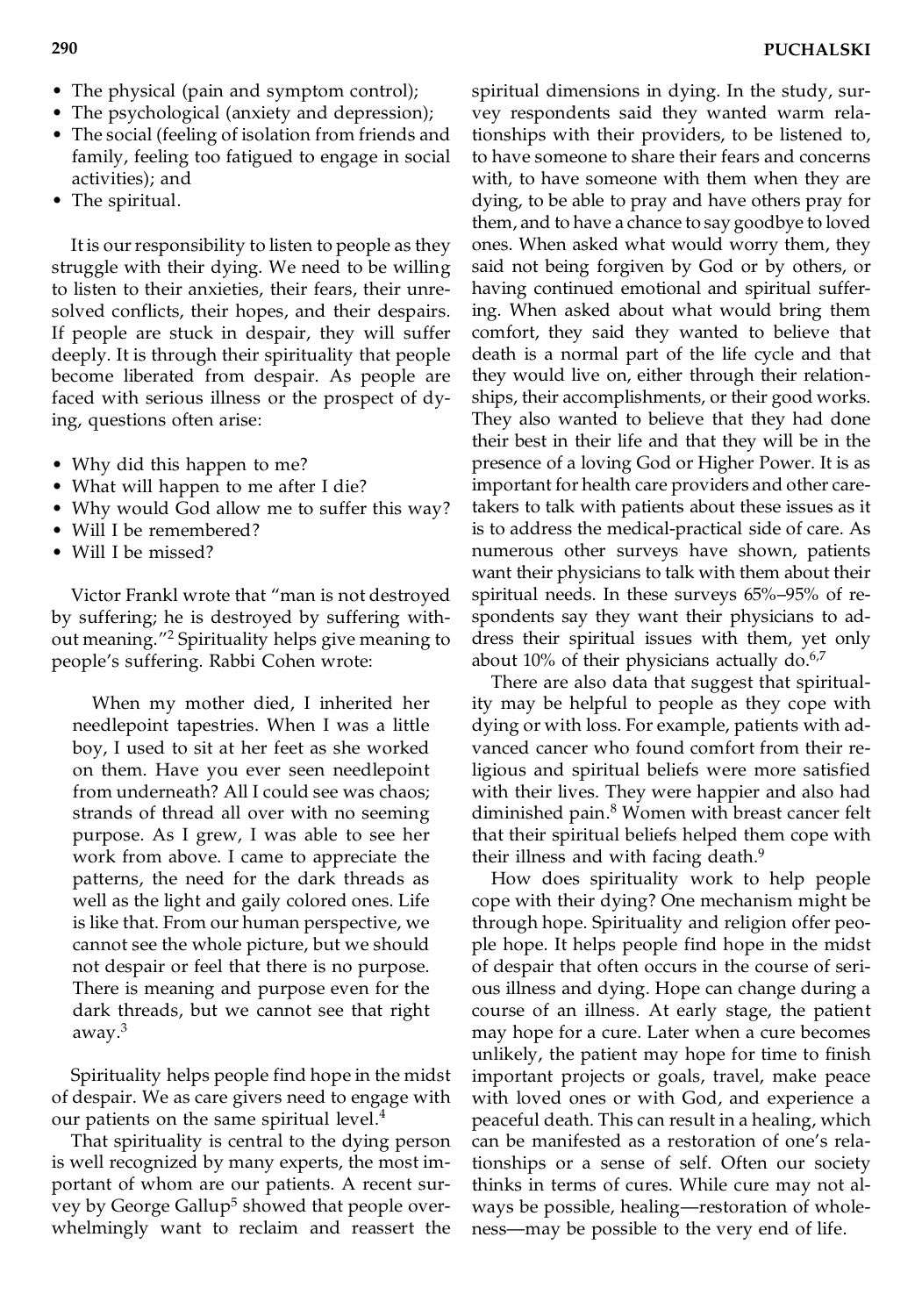- The physical (pain and symptom control);
- The psychological (anxiety and depression);
- The social (feeling of isolation from friends and family, feeling too fatigued to engage in social activities); and
- The spiritual.

It is our responsibility to listen to people as they struggle with their dying. We need to be willing to listen to their anxieties, their fears, their unresolved conflicts, their hopes, and their despairs. If people are stuck in despair, they will suffer deeply. It is through their spirituality that people become liberated from despair. As people are faced with serious illness or the prospect of dying, questions often arise:

- Why did this happen to me?
- What will happen to me after I die?
- Why would God allow me to suffer this way?
- Will I be remembered?
- Will I be missed?

Victor Frankl wrote that "man is not destroyed by suffering; he is destroyed by suffering without meaning."[2] Spirituality helps give meaning to people's suffering. Rabbi Cohen wrote:

> When my mother died, I inherited her needlepoint tapestries. When I was a little boy, I used to sit at her feet as she worked on them. Have you ever seen needlepoint from underneath? All I could see was chaos; strands of thread all over with no seeming purpose. As I grew, I was able to see her work from above. I came to appreciate the patterns, the need for the dark threads as well as the light and gaily colored ones. Life is like that. From our human perspective, we cannot see the whole picture, but we should not despair or feel that there is no purpose. There is meaning and purpose even for the dark threads, but we cannot see that right away.[3]

Spirituality helps people find hope in the midst of despair. We as care givers need to engage with our patients on the same spiritual level.[4]

That spirituality is central to the dying person is well recognized by many experts, the most important of whom are our patients. A recent survey by George Gallup[5] showed that people overwhelmingly want to reclaim and reassert the spiritual dimensions in dying. In the study, survey respondents said they wanted warm relationships with their providers, to be listened to, to have someone to share their fears and concerns with, to have someone with them when they are dying, to be able to pray and have others pray for them, and to have a chance to say goodbye to loved ones. When asked what would worry them, they said not being forgiven by God or by others, or having continued emotional and spiritual suffering. When asked about what would bring them comfort, they said they wanted to believe that death is a normal part of the life cycle and that they would live on, either through their relationships, their accomplishments, or their good works. They also wanted to believe that they had done their best in their life and that they will be in the presence of a loving God or Higher Power. It is as important for health care providers and other caretakers to talk with patients about these issues as it is to address the medical-practical side of care. As numerous other surveys have shown, patients want their physicians to talk with them about their spiritual needs. In these surveys 65%–95% of respondents say they want their physicians to address their spiritual issues with them, yet only about 10% of their physicians actually do.[6,7]

There are also data that suggest that spirituality may be helpful to people as they cope with dying or with loss. For example, patients with advanced cancer who found comfort from their religious and spiritual beliefs were more satisfied with their lives. They were happier and also had diminished pain.[8] Women with breast cancer felt that their spiritual beliefs helped them cope with their illness and with facing death.[9]

How does spirituality work to help people cope with their dying? One mechanism might be through hope. Spirituality and religion offer people hope. It helps people find hope in the midst of despair that often occurs in the course of serious illness and dying. Hope can change during a course of an illness. At early stage, the patient may hope for a cure. Later when a cure becomes unlikely, the patient may hope for time to finish important projects or goals, travel, make peace with loved ones or with God, and experience a peaceful death. This can result in a healing, which can be manifested as a restoration of one's relationships or a sense of self. Often our society thinks in terms of cures. While cure may not always be possible, healing—restoration of wholeness—may be possible to the very end of life.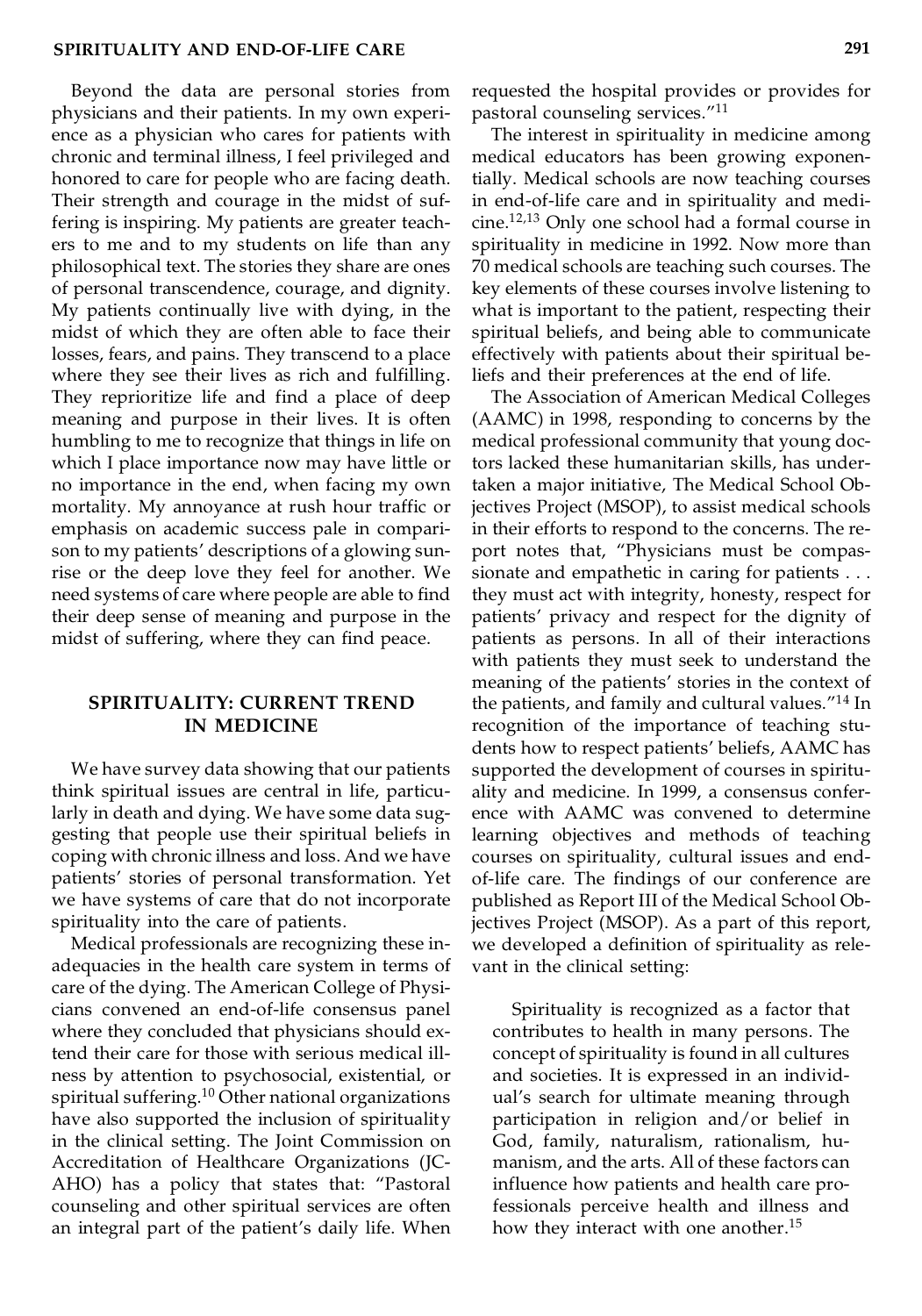Beyond the data are personal stories from physicians and their patients. In my own experience as a physician who cares for patients with chronic and terminal illness, I feel privileged and honored to care for people who are facing death. Their strength and courage in the midst of suffering is inspiring. My patients are greater teachers to me and to my students on life than any philosophical text. The stories they share are ones of personal transcendence, courage, and dignity. My patients continually live with dying, in the midst of which they are often able to face their losses, fears, and pains. They transcend to a place where they see their lives as rich and fulfilling. They reprioritize life and find a place of deep meaning and purpose in their lives. It is often humbling to me to recognize that things in life on which I place importance now may have little or no importance in the end, when facing my own mortality. My annoyance at rush hour traffic or emphasis on academic success pale in comparison to my patients' descriptions of a glowing sunrise or the deep love they feel for another. We need systems of care where people are able to find their deep sense of meaning and purpose in the midst of suffering, where they can find peace.

## SPIRITUALITY: CURRENT TREND IN MEDICINE

We have survey data showing that our patients think spiritual issues are central in life, particularly in death and dying. We have some data suggesting that people use their spiritual beliefs in coping with chronic illness and loss. And we have patients' stories of personal transformation. Yet we have systems of care that do not incorporate spirituality into the care of patients.

Medical professionals are recognizing these inadequacies in the health care system in terms of care of the dying. The American College of Physicians convened an end-of-life consensus panel where they concluded that physicians should extend their care for those with serious medical illness by attention to psychosocial, existential, or spiritual suffering.[10] Other national organizations have also supported the inclusion of spirituality in the clinical setting. The Joint Commission on Accreditation of Healthcare Organizations (JCAHO) has a policy that states that: "Pastoral counseling and other spiritual services are often an integral part of the patient's daily life. When requested the hospital provides or provides for pastoral counseling services."[11]

The interest in spirituality in medicine among medical educators has been growing exponentially. Medical schools are now teaching courses in end-of-life care and in spirituality and medicine.[12,13] Only one school had a formal course in spirituality in medicine in 1992. Now more than 70 medical schools are teaching such courses. The key elements of these courses involve listening to what is important to the patient, respecting their spiritual beliefs, and being able to communicate effectively with patients about their spiritual beliefs and their preferences at the end of life.

The Association of American Medical Colleges (AAMC) in 1998, responding to concerns by the medical professional community that young doctors lacked these humanitarian skills, has undertaken a major initiative, The Medical School Objectives Project (MSOP), to assist medical schools in their efforts to respond to the concerns. The report notes that, "Physicians must be compassionate and empathetic in caring for patients . . . they must act with integrity, honesty, respect for patients' privacy and respect for the dignity of patients as persons. In all of their interactions with patients they must seek to understand the meaning of the patients' stories in the context of the patients, and family and cultural values."[14] In recognition of the importance of teaching students how to respect patients' beliefs, AAMC has supported the development of courses in spirituality and medicine. In 1999, a consensus conference with AAMC was convened to determine learning objectives and methods of teaching courses on spirituality, cultural issues and end-of-life care. The findings of our conference are published as Report III of the Medical School Objectives Project (MSOP). As a part of this report, we developed a definition of spirituality as relevant in the clinical setting:

> Spirituality is recognized as a factor that contributes to health in many persons. The concept of spirituality is found in all cultures and societies. It is expressed in an individual's search for ultimate meaning through participation in religion and/or belief in God, family, naturalism, rationalism, humanism, and the arts. All of these factors can influence how patients and health care professionals perceive health and illness and how they interact with one another.[15]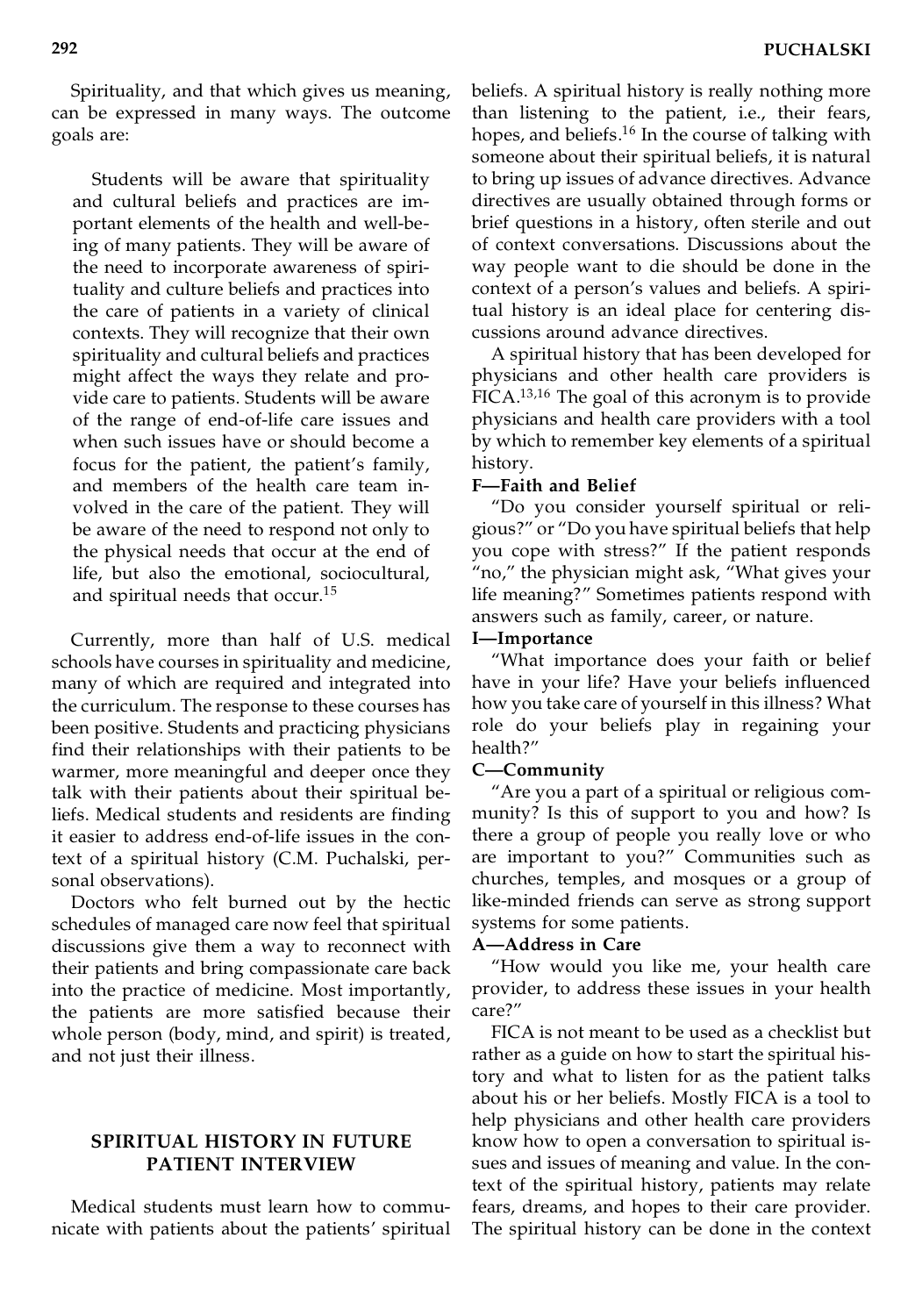Spirituality, and that which gives us meaning, can be expressed in many ways. The outcome goals are:

> Students will be aware that spirituality and cultural beliefs and practices are important elements of the health and well-being of many patients. They will be aware of the need to incorporate awareness of spirituality and culture beliefs and practices into the care of patients in a variety of clinical contexts. They will recognize that their own spirituality and cultural beliefs and practices might affect the ways they relate and provide care to patients. Students will be aware of the range of end-of-life care issues and when such issues have or should become a focus for the patient, the patient's family, and members of the health care team involved in the care of the patient. They will be aware of the need to respond not only to the physical needs that occur at the end of life, but also the emotional, sociocultural, and spiritual needs that occur.[15]

Currently, more than half of U.S. medical schools have courses in spirituality and medicine, many of which are required and integrated into the curriculum. The response to these courses has been positive. Students and practicing physicians find their relationships with their patients to be warmer, more meaningful and deeper once they talk with their patients about their spiritual beliefs. Medical students and residents are finding it easier to address end-of-life issues in the context of a spiritual history (C.M. Puchalski, personal observations).

Doctors who felt burned out by the hectic schedules of managed care now feel that spiritual discussions give them a way to reconnect with their patients and bring compassionate care back into the practice of medicine. Most importantly, the patients are more satisfied because their whole person (body, mind, and spirit) is treated, and not just their illness.

## SPIRITUAL HISTORY IN FUTURE PATIENT INTERVIEW

Medical students must learn how to communicate with patients about the patients' spiritual beliefs. A spiritual history is really nothing more than listening to the patient, i.e., their fears, hopes, and beliefs.[16] In the course of talking with someone about their spiritual beliefs, it is natural to bring up issues of advance directives. Advance directives are usually obtained through forms or brief questions in a history, often sterile and out of context conversations. Discussions about the way people want to die should be done in the context of a person's values and beliefs. A spiritual history is an ideal place for centering discussions around advance directives.

A spiritual history that has been developed for physicians and other health care providers is FICA.[13,16] The goal of this acronym is to provide physicians and health care providers with a tool by which to remember key elements of a spiritual history.

**F—Faith and Belief**

"Do you consider yourself spiritual or religious?" or "Do you have spiritual beliefs that help you cope with stress?" If the patient responds "no," the physician might ask, "What gives your life meaning?" Sometimes patients respond with answers such as family, career, or nature.

**I—Importance**

"What importance does your faith or belief have in your life? Have your beliefs influenced how you take care of yourself in this illness? What role do your beliefs play in regaining your health?"

**C—Community**

"Are you a part of a spiritual or religious community? Is this of support to you and how? Is there a group of people you really love or who are important to you?" Communities such as churches, temples, and mosques or a group of like-minded friends can serve as strong support systems for some patients.

**A—Address in Care**

"How would you like me, your health care provider, to address these issues in your health care?"

FICA is not meant to be used as a checklist but rather as a guide on how to start the spiritual history and what to listen for as the patient talks about his or her beliefs. Mostly FICA is a tool to help physicians and other health care providers know how to open a conversation to spiritual issues and issues of meaning and value. In the context of the spiritual history, patients may relate fears, dreams, and hopes to their care provider. The spiritual history can be done in the context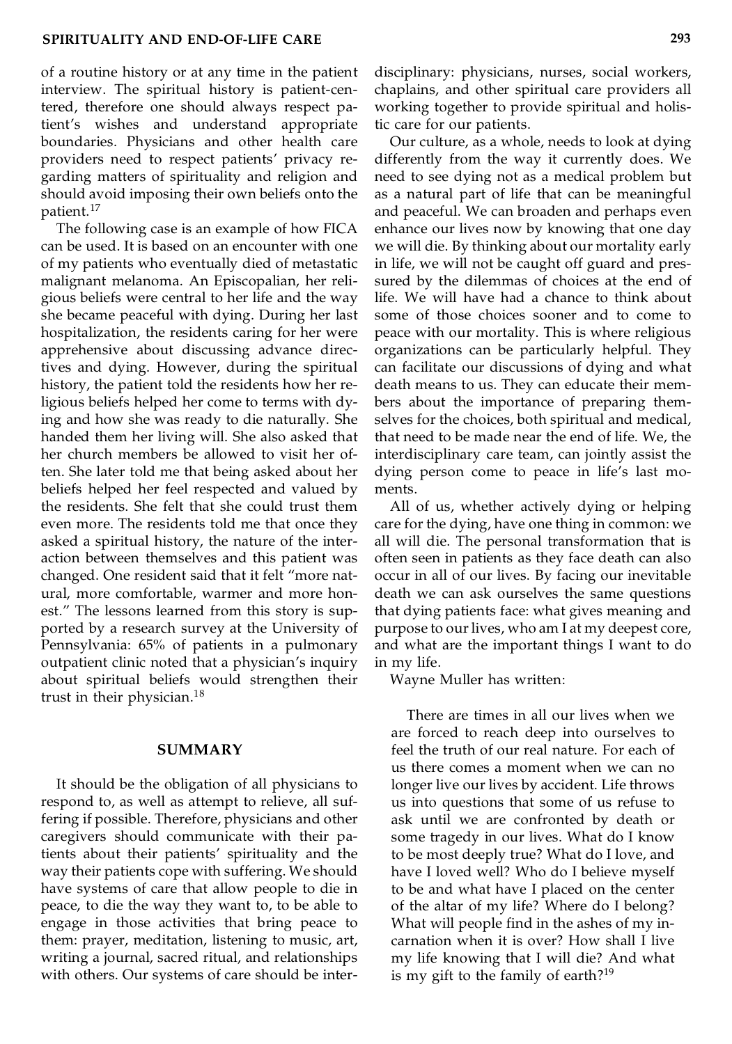of a routine history or at any time in the patient interview. The spiritual history is patient-centered, therefore one should always respect patient's wishes and understand appropriate boundaries. Physicians and other health care providers need to respect patients' privacy regarding matters of spirituality and religion and should avoid imposing their own beliefs onto the patient.[17]

The following case is an example of how FICA can be used. It is based on an encounter with one of my patients who eventually died of metastatic malignant melanoma. An Episcopalian, her religious beliefs were central to her life and the way she became peaceful with dying. During her last hospitalization, the residents caring for her were apprehensive about discussing advance directives and dying. However, during the spiritual history, the patient told the residents how her religious beliefs helped her come to terms with dying and how she was ready to die naturally. She handed them her living will. She also asked that her church members be allowed to visit her often. She later told me that being asked about her beliefs helped her feel respected and valued by the residents. She felt that she could trust them even more. The residents told me that once they asked a spiritual history, the nature of the interaction between themselves and this patient was changed. One resident said that it felt "more natural, more comfortable, warmer and more honest." The lessons learned from this story is supported by a research survey at the University of Pennsylvania: 65% of patients in a pulmonary outpatient clinic noted that a physician's inquiry about spiritual beliefs would strengthen their trust in their physician.[18]

## SUMMARY

It should be the obligation of all physicians to respond to, as well as attempt to relieve, all suffering if possible. Therefore, physicians and other caregivers should communicate with their patients about their patients' spirituality and the way their patients cope with suffering. We should have systems of care that allow people to die in peace, to die the way they want to, to be able to engage in those activities that bring peace to them: prayer, meditation, listening to music, art, writing a journal, sacred ritual, and relationships with others. Our systems of care should be interdisciplinary: physicians, nurses, social workers, chaplains, and other spiritual care providers all working together to provide spiritual and holistic care for our patients.

Our culture, as a whole, needs to look at dying differently from the way it currently does. We need to see dying not as a medical problem but as a natural part of life that can be meaningful and peaceful. We can broaden and perhaps even enhance our lives now by knowing that one day we will die. By thinking about our mortality early in life, we will not be caught off guard and pressured by the dilemmas of choices at the end of life. We will have had a chance to think about some of those choices sooner and to come to peace with our mortality. This is where religious organizations can be particularly helpful. They can facilitate our discussions of dying and what death means to us. They can educate their members about the importance of preparing themselves for the choices, both spiritual and medical, that need to be made near the end of life. We, the interdisciplinary care team, can jointly assist the dying person come to peace in life's last moments.

All of us, whether actively dying or helping care for the dying, have one thing in common: we all will die. The personal transformation that is often seen in patients as they face death can also occur in all of our lives. By facing our inevitable death we can ask ourselves the same questions that dying patients face: what gives meaning and purpose to our lives, who am I at my deepest core, and what are the important things I want to do in my life.

Wayne Muller has written:

> There are times in all our lives when we are forced to reach deep into ourselves to feel the truth of our real nature. For each of us there comes a moment when we can no longer live our lives by accident. Life throws us into questions that some of us refuse to ask until we are confronted by death or some tragedy in our lives. What do I know to be most deeply true? What do I love, and have I loved well? Who do I believe myself to be and what have I placed on the center of the altar of my life? Where do I belong? What will people find in the ashes of my incarnation when it is over? How shall I live my life knowing that I will die? And what is my gift to the family of earth?[19]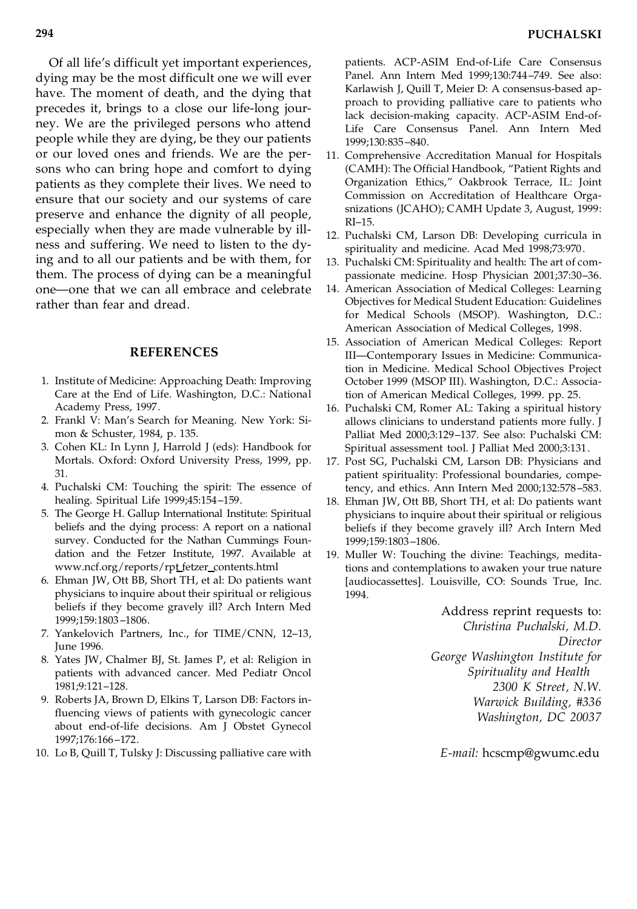Of all life's difficult yet important experiences, dying may be the most difficult one we will ever have. The moment of death, and the dying that precedes it, brings to a close our life-long journey. We are the privileged persons who attend people while they are dying, be they our patients or our loved ones and friends. We are the persons who can bring hope and comfort to dying patients as they complete their lives. We need to ensure that our society and our systems of care preserve and enhance the dignity of all people, especially when they are made vulnerable by illness and suffering. We need to listen to the dying and to all our patients and be with them, for them. The process of dying can be a meaningful one—one that we can all embrace and celebrate rather than fear and dread.

## REFERENCES

1. Institute of Medicine: Approaching Death: Improving Care at the End of Life. Washington, D.C.: National Academy Press, 1997.
2. Frankl V: Man's Search for Meaning. New York: Simon & Schuster, 1984, p. 135.
3. Cohen KL: In Lynn J, Harrold J (eds): Handbook for Mortals. Oxford: Oxford University Press, 1999, pp. 31.
4. Puchalski CM: Touching the spirit: The essence of healing. Spiritual Life 1999;45:154–159.
5. The George H. Gallup International Institute: Spiritual beliefs and the dying process: A report on a national survey. Conducted for the Nathan Cummings Foundation and the Fetzer Institute, 1997. Available at www.ncf.org/reports/rpt_fetzer_contents.html
6. Ehman JW, Ott BB, Short TH, et al: Do patients want physicians to inquire about their spiritual or religious beliefs if they become gravely ill? Arch Intern Med 1999;159:1803–1806.
7. Yankelovich Partners, Inc., for TIME/CNN, 12–13, June 1996.
8. Yates JW, Chalmer BJ, St. James P, et al: Religion in patients with advanced cancer. Med Pediatr Oncol 1981;9:121–128.
9. Roberts JA, Brown D, Elkins T, Larson DB: Factors influencing views of patients with gynecologic cancer about end-of-life decisions. Am J Obstet Gynecol 1997;176:166–172.
10. Lo B, Quill T, Tulsky J: Discussing palliative care with patients. ACP-ASIM End-of-Life Care Consensus Panel. Ann Intern Med 1999;130:744–749. See also: Karlawish J, Quill T, Meier D: A consensus-based approach to providing palliative care to patients who lack decision-making capacity. ACP-ASIM End-of-Life Care Consensus Panel. Ann Intern Med 1999;130:835–840.
11. Comprehensive Accreditation Manual for Hospitals (CAMH): The Official Handbook, "Patient Rights and Organization Ethics," Oakbrook Terrace, IL: Joint Commission on Accreditation of Healthcare Organizations (JCAHO); CAMH Update 3, August, 1999: RI–15.
12. Puchalski CM, Larson DB: Developing curricula in spirituality and medicine. Acad Med 1998;73:970.
13. Puchalski CM: Spirituality and health: The art of compassionate medicine. Hosp Physician 2001;37:30–36.
14. American Association of Medical Colleges: Learning Objectives for Medical Student Education: Guidelines for Medical Schools (MSOP). Washington, D.C.: American Association of Medical Colleges, 1998.
15. Association of American Medical Colleges: Report III—Contemporary Issues in Medicine: Communication in Medicine. Medical School Objectives Project October 1999 (MSOP III). Washington, D.C.: Association of American Medical Colleges, 1999. pp. 25.
16. Puchalski CM, Romer AL: Taking a spiritual history allows clinicians to understand patients more fully. J Palliat Med 2000;3:129–137. See also: Puchalski CM: Spiritual assessment tool. J Palliat Med 2000;3:131.
17. Post SG, Puchalski CM, Larson DB: Physicians and patient spirituality: Professional boundaries, competency, and ethics. Ann Intern Med 2000;132:578–583.
18. Ehman JW, Ott BB, Short TH, et al: Do patients want physicians to inquire about their spiritual or religious beliefs if they become gravely ill? Arch Intern Med 1999;159:1803–1806.
19. Muller W: Touching the divine: Teachings, meditations and contemplations to awaken your true nature [audiocassettes]. Louisville, CO: Sounds True, Inc. 1994.

Address reprint requests to:
*Christina Puchalski, M.D.*
*Director*
*George Washington Institute for Spirituality and Health*
*2300 K Street, N.W.*
*Warwick Building, #336*
*Washington, DC 20037*

*E-mail:* hcscmp@gwumc.edu